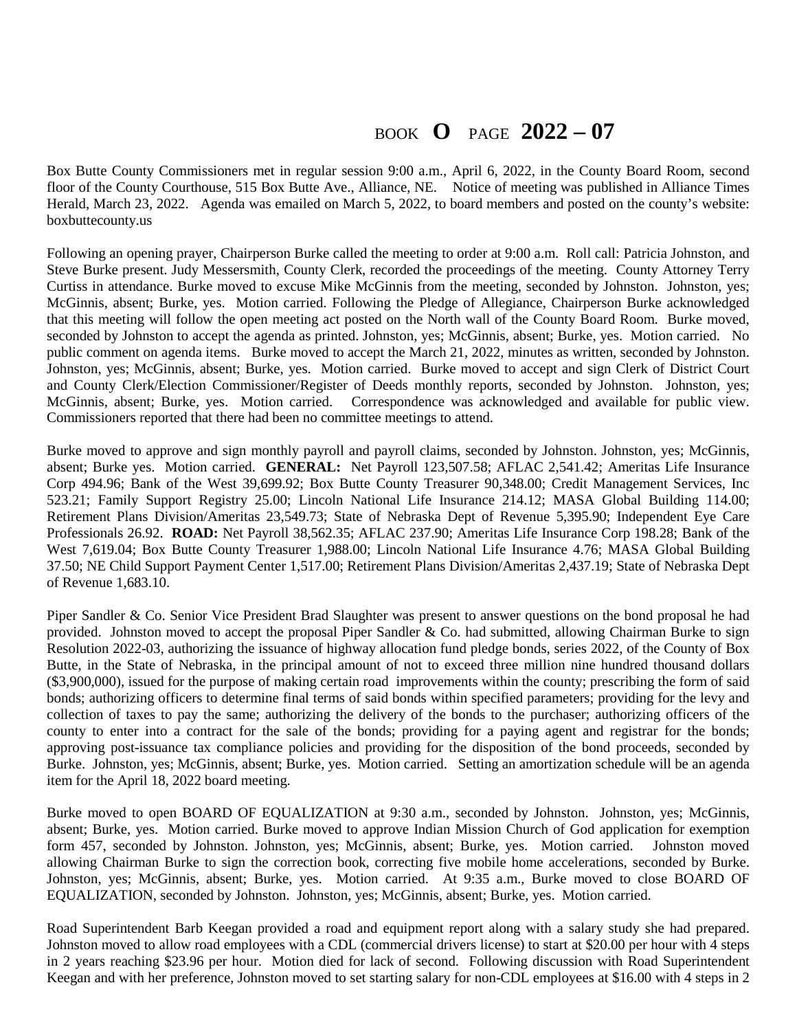BOOK **O** PAGE **2022 – 07**

Box Butte County Commissioners met in regular session 9:00 a.m., April 6, 2022, in the County Board Room, second floor of the County Courthouse, 515 Box Butte Ave., Alliance, NE. Notice of meeting was published in Alliance Times Herald, March 23, 2022. Agenda was emailed on March 5, 2022, to board members and posted on the county's website: boxbuttecounty.us

Following an opening prayer, Chairperson Burke called the meeting to order at 9:00 a.m. Roll call: Patricia Johnston, and Steve Burke present. Judy Messersmith, County Clerk, recorded the proceedings of the meeting. County Attorney Terry Curtiss in attendance. Burke moved to excuse Mike McGinnis from the meeting, seconded by Johnston. Johnston, yes; McGinnis, absent; Burke, yes. Motion carried. Following the Pledge of Allegiance, Chairperson Burke acknowledged that this meeting will follow the open meeting act posted on the North wall of the County Board Room. Burke moved, seconded by Johnston to accept the agenda as printed. Johnston, yes; McGinnis, absent; Burke, yes. Motion carried. No public comment on agenda items. Burke moved to accept the March 21, 2022, minutes as written, seconded by Johnston. Johnston, yes; McGinnis, absent; Burke, yes. Motion carried. Burke moved to accept and sign Clerk of District Court and County Clerk/Election Commissioner/Register of Deeds monthly reports, seconded by Johnston. Johnston, yes; McGinnis, absent; Burke, yes. Motion carried. Correspondence was acknowledged and available for public view. Commissioners reported that there had been no committee meetings to attend.

Burke moved to approve and sign monthly payroll and payroll claims, seconded by Johnston. Johnston, yes; McGinnis, absent; Burke yes. Motion carried. **GENERAL:** Net Payroll 123,507.58; AFLAC 2,541.42; Ameritas Life Insurance Corp 494.96; Bank of the West 39,699.92; Box Butte County Treasurer 90,348.00; Credit Management Services, Inc 523.21; Family Support Registry 25.00; Lincoln National Life Insurance 214.12; MASA Global Building 114.00; Retirement Plans Division/Ameritas 23,549.73; State of Nebraska Dept of Revenue 5,395.90; Independent Eye Care Professionals 26.92. **ROAD:** Net Payroll 38,562.35; AFLAC 237.90; Ameritas Life Insurance Corp 198.28; Bank of the West 7,619.04; Box Butte County Treasurer 1,988.00; Lincoln National Life Insurance 4.76; MASA Global Building 37.50; NE Child Support Payment Center 1,517.00; Retirement Plans Division/Ameritas 2,437.19; State of Nebraska Dept of Revenue 1,683.10.

Piper Sandler & Co. Senior Vice President Brad Slaughter was present to answer questions on the bond proposal he had provided. Johnston moved to accept the proposal Piper Sandler & Co. had submitted, allowing Chairman Burke to sign Resolution 2022-03, authorizing the issuance of highway allocation fund pledge bonds, series 2022, of the County of Box Butte, in the State of Nebraska, in the principal amount of not to exceed three million nine hundred thousand dollars ($3,900,000), issued for the purpose of making certain road improvements within the county; prescribing the form of said bonds; authorizing officers to determine final terms of said bonds within specified parameters; providing for the levy and collection of taxes to pay the same; authorizing the delivery of the bonds to the purchaser; authorizing officers of the county to enter into a contract for the sale of the bonds; providing for a paying agent and registrar for the bonds; approving post-issuance tax compliance policies and providing for the disposition of the bond proceeds, seconded by Burke. Johnston, yes; McGinnis, absent; Burke, yes. Motion carried. Setting an amortization schedule will be an agenda item for the April 18, 2022 board meeting.

Burke moved to open BOARD OF EQUALIZATION at 9:30 a.m., seconded by Johnston. Johnston, yes; McGinnis, absent; Burke, yes. Motion carried. Burke moved to approve Indian Mission Church of God application for exemption form 457, seconded by Johnston. Johnston, yes; McGinnis, absent; Burke, yes. Motion carried. Johnston moved allowing Chairman Burke to sign the correction book, correcting five mobile home accelerations, seconded by Burke. Johnston, yes; McGinnis, absent; Burke, yes. Motion carried. At 9:35 a.m., Burke moved to close BOARD OF EQUALIZATION, seconded by Johnston. Johnston, yes; McGinnis, absent; Burke, yes. Motion carried.

Road Superintendent Barb Keegan provided a road and equipment report along with a salary study she had prepared. Johnston moved to allow road employees with a CDL (commercial drivers license) to start at $20.00 per hour with 4 steps in 2 years reaching $23.96 per hour. Motion died for lack of second. Following discussion with Road Superintendent Keegan and with her preference, Johnston moved to set starting salary for non-CDL employees at $16.00 with 4 steps in 2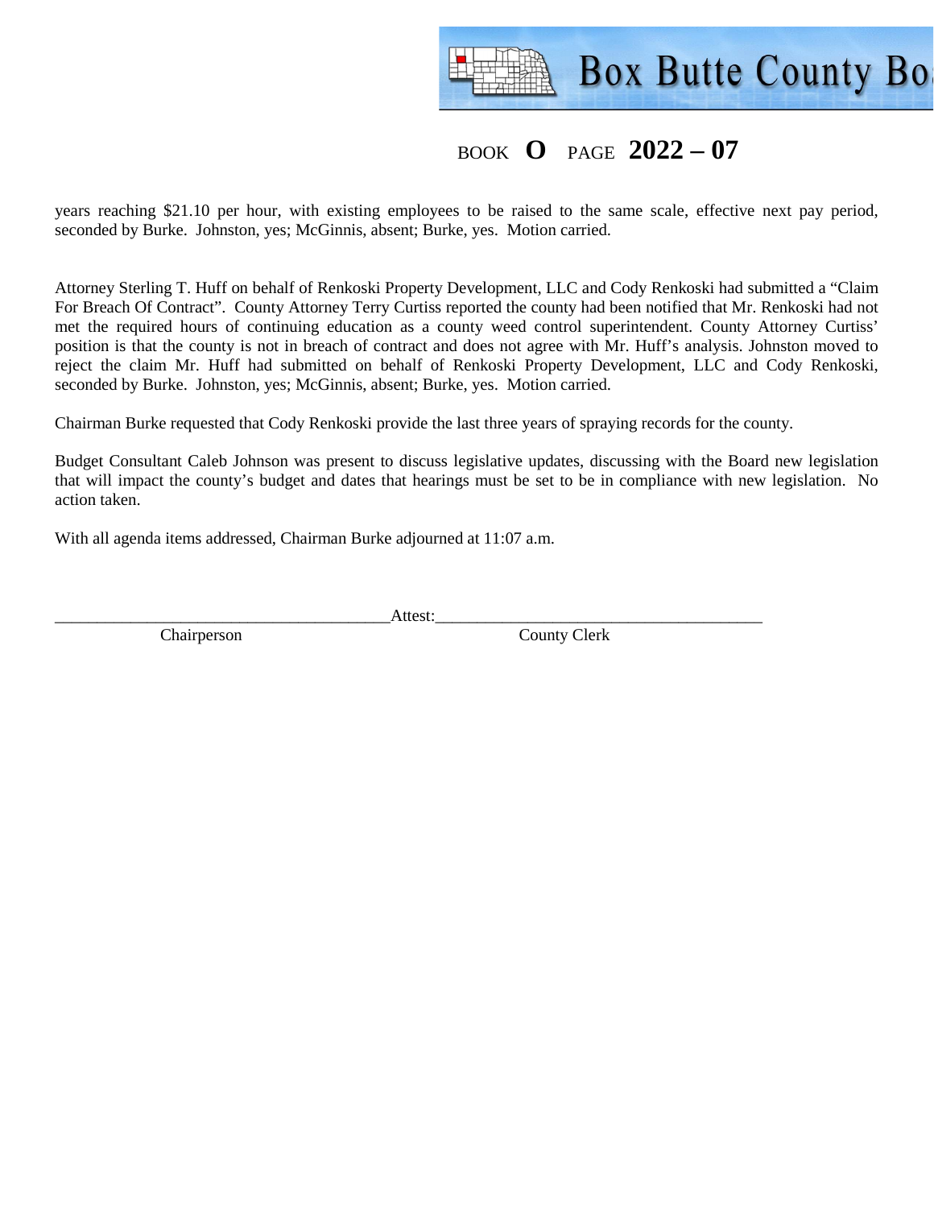BOOK **O** PAGE **2022 – 07**

years reaching $21.10 per hour, with existing employees to be raised to the same scale, effective next pay period, seconded by Burke. Johnston, yes; McGinnis, absent; Burke, yes. Motion carried.

Attorney Sterling T. Huff on behalf of Renkoski Property Development, LLC and Cody Renkoski had submitted a "Claim For Breach Of Contract". County Attorney Terry Curtiss reported the county had been notified that Mr. Renkoski had not met the required hours of continuing education as a county weed control superintendent. County Attorney Curtiss' position is that the county is not in breach of contract and does not agree with Mr. Huff's analysis. Johnston moved to reject the claim Mr. Huff had submitted on behalf of Renkoski Property Development, LLC and Cody Renkoski, seconded by Burke. Johnston, yes; McGinnis, absent; Burke, yes. Motion carried.

Chairman Burke requested that Cody Renkoski provide the last three years of spraying records for the county.

Budget Consultant Caleb Johnson was present to discuss legislative updates, discussing with the Board new legislation that will impact the county's budget and dates that hearings must be set to be in compliance with new legislation. No action taken.

With all agenda items addressed, Chairman Burke adjourned at 11:07 a.m.

\_\_\_\_\_\_\_\_\_\_\_\_\_\_\_\_\_\_\_\_\_\_\_\_\_\_\_\_\_\_\_\_\_\_\_\_\_\_\_ Attest: \_\_\_\_\_\_\_\_\_\_\_\_\_\_\_\_\_\_\_\_\_\_\_\_\_\_\_\_\_\_\_\_\_\_\_\_\_\_\_

Chairperson County Clerk